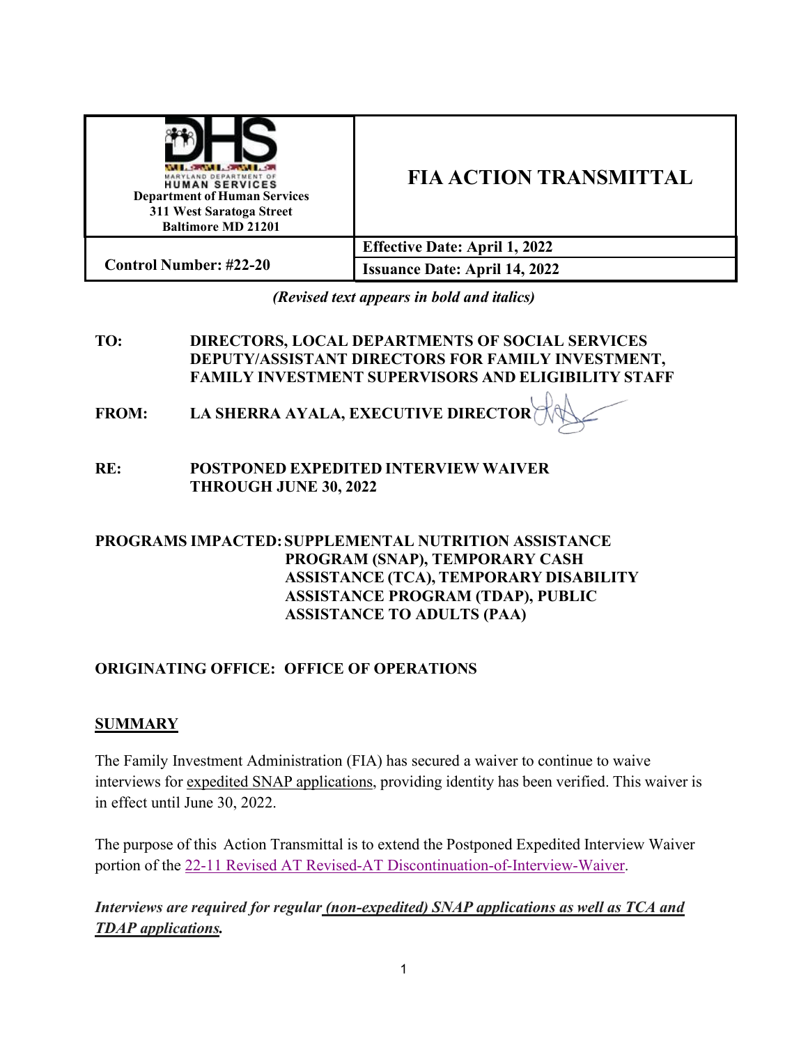| Maryland Department of Human Services<br>Department of Human Services<br>311 West Saratoga Street<br>Baltimore MD 21201 | **FIA ACTION TRANSMITTAL** |
|---|---|
| **Control Number: #22-20** | **Effective Date: April 1, 2022** |
| | **Issuance Date: April 14, 2022** |

*(Revised text appears in bold and italics)*

**TO:** DIRECTORS, LOCAL DEPARTMENTS OF SOCIAL SERVICES
DEPUTY/ASSISTANT DIRECTORS FOR FAMILY INVESTMENT,
FAMILY INVESTMENT SUPERVISORS AND ELIGIBILITY STAFF

**FROM:** LA SHERRA AYALA, EXECUTIVE DIRECTOR

**RE:** POSTPONED EXPEDITED INTERVIEW WAIVER THROUGH JUNE 30, 2022

**PROGRAMS IMPACTED:** SUPPLEMENTAL NUTRITION ASSISTANCE PROGRAM (SNAP), TEMPORARY CASH ASSISTANCE (TCA), TEMPORARY DISABILITY ASSISTANCE PROGRAM (TDAP), PUBLIC ASSISTANCE TO ADULTS (PAA)

**ORIGINATING OFFICE:** OFFICE OF OPERATIONS

## SUMMARY

The Family Investment Administration (FIA) has secured a waiver to continue to waive interviews for expedited SNAP applications, providing identity has been verified. This waiver is in effect until June 30, 2022.

The purpose of this Action Transmittal is to extend the Postponed Expedited Interview Waiver portion of the 22-11 Revised AT Revised-AT Discontinuation-of-Interview-Waiver.

***Interviews are required for regular (non-expedited) SNAP applications as well as TCA and TDAP applications.***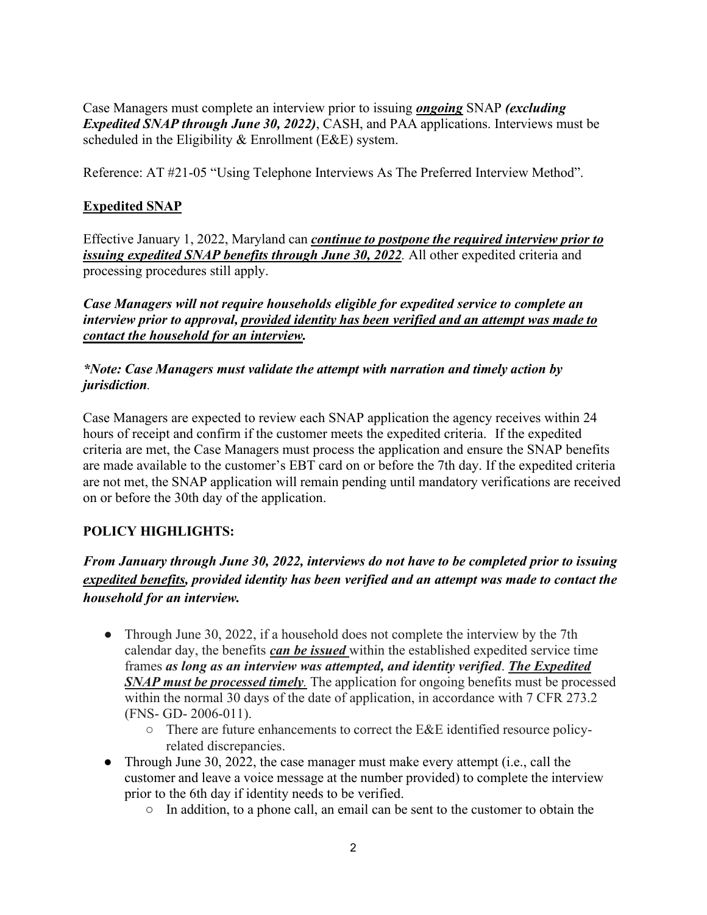Case Managers must complete an interview prior to issuing ***ongoing*** SNAP ***(excluding Expedited SNAP through June 30, 2022)***, CASH, and PAA applications. Interviews must be scheduled in the Eligibility & Enrollment (E&E) system.

Reference: AT #21-05 "Using Telephone Interviews As The Preferred Interview Method".

## Expedited SNAP

Effective January 1, 2022, Maryland can ***continue to postpone the required interview prior to issuing expedited SNAP benefits through June 30, 2022***. All other expedited criteria and processing procedures still apply.

***Case Managers will not require households eligible for expedited service to complete an interview prior to approval, provided identity has been verified and an attempt was made to contact the household for an interview.***

***\*Note: Case Managers must validate the attempt with narration and timely action by jurisdiction***.

Case Managers are expected to review each SNAP application the agency receives within 24 hours of receipt and confirm if the customer meets the expedited criteria. If the expedited criteria are met, the Case Managers must process the application and ensure the SNAP benefits are made available to the customer's EBT card on or before the 7th day. If the expedited criteria are not met, the SNAP application will remain pending until mandatory verifications are received on or before the 30th day of the application.

## POLICY HIGHLIGHTS:

***From January through June 30, 2022, interviews do not have to be completed prior to issuing expedited benefits, provided identity has been verified and an attempt was made to contact the household for an interview.***

- Through June 30, 2022, if a household does not complete the interview by the 7th calendar day, the benefits ***can be issued*** within the established expedited service time frames ***as long as an interview was attempted, and identity verified***. ***The Expedited SNAP must be processed timely***. The application for ongoing benefits must be processed within the normal 30 days of the date of application, in accordance with 7 CFR 273.2 (FNS- GD- 2006-011).
  - There are future enhancements to correct the E&E identified resource policy-related discrepancies.
- Through June 30, 2022, the case manager must make every attempt (i.e., call the customer and leave a voice message at the number provided) to complete the interview prior to the 6th day if identity needs to be verified.
  - In addition, to a phone call, an email can be sent to the customer to obtain the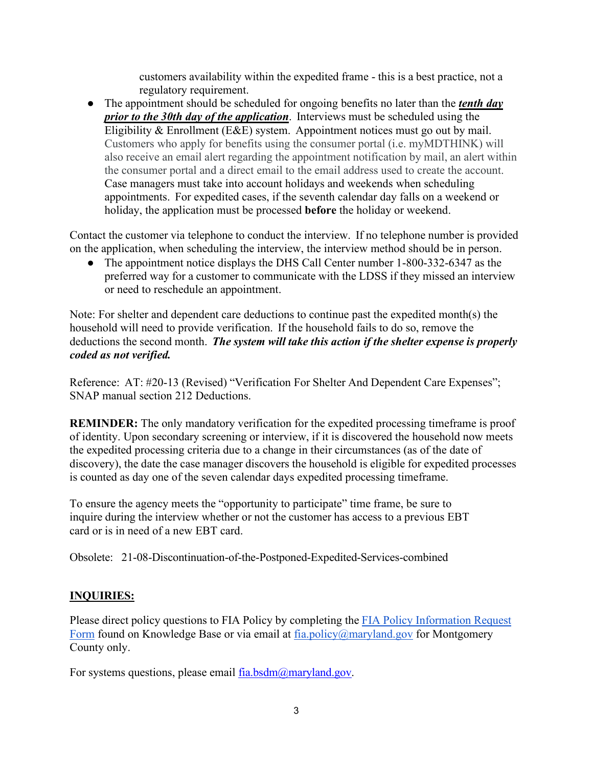customers availability within the expedited frame - this is a best practice, not a regulatory requirement.

- The appointment should be scheduled for ongoing benefits no later than the ***tenth day prior to the 30th day of the application***. Interviews must be scheduled using the Eligibility & Enrollment (E&E) system. Appointment notices must go out by mail. Customers who apply for benefits using the consumer portal (i.e. myMDTHINK) will also receive an email alert regarding the appointment notification by mail, an alert within the consumer portal and a direct email to the email address used to create the account. Case managers must take into account holidays and weekends when scheduling appointments. For expedited cases, if the seventh calendar day falls on a weekend or holiday, the application must be processed **before** the holiday or weekend.

Contact the customer via telephone to conduct the interview. If no telephone number is provided on the application, when scheduling the interview, the interview method should be in person.

- The appointment notice displays the DHS Call Center number 1-800-332-6347 as the preferred way for a customer to communicate with the LDSS if they missed an interview or need to reschedule an appointment.

Note: For shelter and dependent care deductions to continue past the expedited month(s) the household will need to provide verification. If the household fails to do so, remove the deductions the second month. ***The system will take this action if the shelter expense is properly coded as not verified.***

Reference: AT: #20-13 (Revised) "Verification For Shelter And Dependent Care Expenses"; SNAP manual section 212 Deductions.

**REMINDER:** The only mandatory verification for the expedited processing timeframe is proof of identity. Upon secondary screening or interview, if it is discovered the household now meets the expedited processing criteria due to a change in their circumstances (as of the date of discovery), the date the case manager discovers the household is eligible for expedited processes is counted as day one of the seven calendar days expedited processing timeframe.

To ensure the agency meets the "opportunity to participate" time frame, be sure to inquire during the interview whether or not the customer has access to a previous EBT card or is in need of a new EBT card.

Obsolete: 21-08-Discontinuation-of-the-Postponed-Expedited-Services-combined

## INQUIRIES:

Please direct policy questions to FIA Policy by completing the FIA Policy Information Request Form found on Knowledge Base or via email at fia.policy@maryland.gov for Montgomery County only.

For systems questions, please email fia.bsdm@maryland.gov.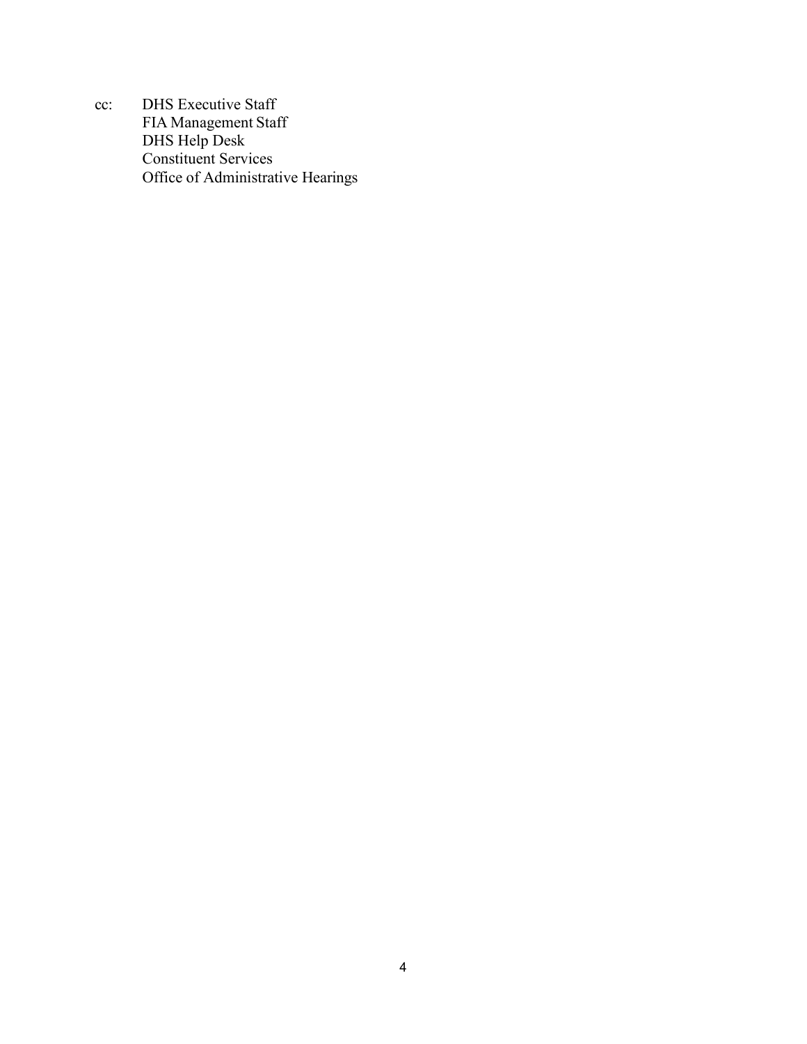cc: DHS Executive Staff
FIA Management Staff
DHS Help Desk
Constituent Services
Office of Administrative Hearings